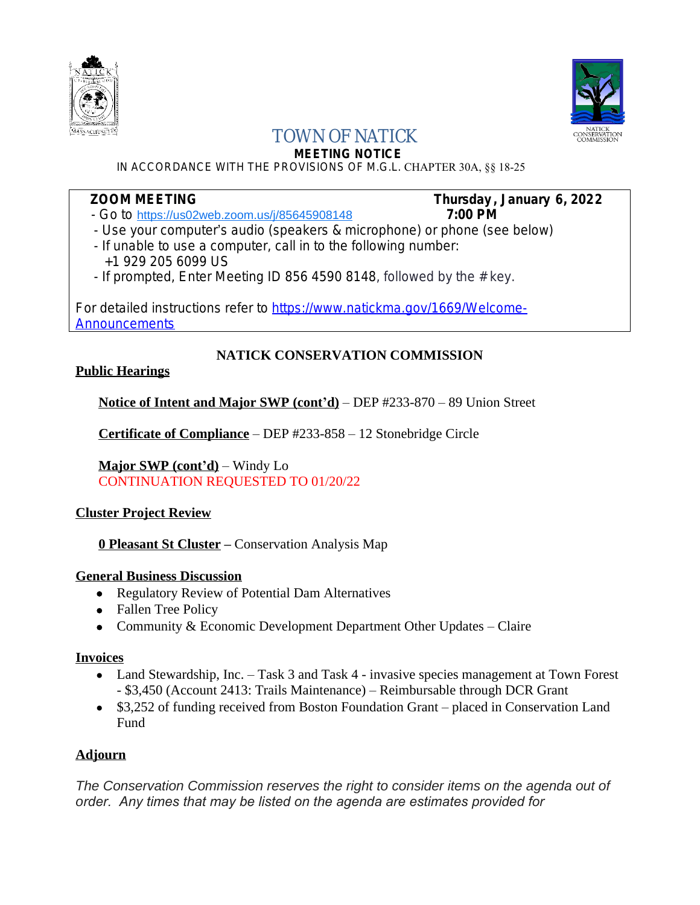# TOWN OF NATICK

**MEETING NOTICE**

IN ACCORDANCE WITH THE PROVISIONS OF M.G.L. CHAPTER 30A, §§ 18-25

**ZOOM MEETING** — **Thursday, January 6, 2022** — **7:00 PM**

- Go to https://us02web.zoom.us/j/85645908148
- Use your computer's audio (speakers & microphone) or phone (see below)
- If unable to use a computer, call in to the following number: +1 929 205 6099 US
- If prompted, Enter Meeting ID 856 4590 8148, followed by the # key.

For detailed instructions refer to https://www.natickma.gov/1669/Welcome-Announcements

## NATICK CONSERVATION COMMISSION

### Public Hearings

**Notice of Intent and Major SWP (cont'd)** – DEP #233-870 – 89 Union Street

**Certificate of Compliance** – DEP #233-858 – 12 Stonebridge Circle

**Major SWP (cont'd)** – Windy Lo
CONTINUATION REQUESTED TO 01/20/22

### Cluster Project Review

**0 Pleasant St Cluster** – Conservation Analysis Map

### General Business Discussion

- Regulatory Review of Potential Dam Alternatives
- Fallen Tree Policy
- Community & Economic Development Department Other Updates – Claire

### Invoices

- Land Stewardship, Inc. – Task 3 and Task 4 - invasive species management at Town Forest - $3,450 (Account 2413: Trails Maintenance) – Reimbursable through DCR Grant
- $3,252 of funding received from Boston Foundation Grant – placed in Conservation Land Fund

### Adjourn

*The Conservation Commission reserves the right to consider items on the agenda out of order. Any times that may be listed on the agenda are estimates provided for*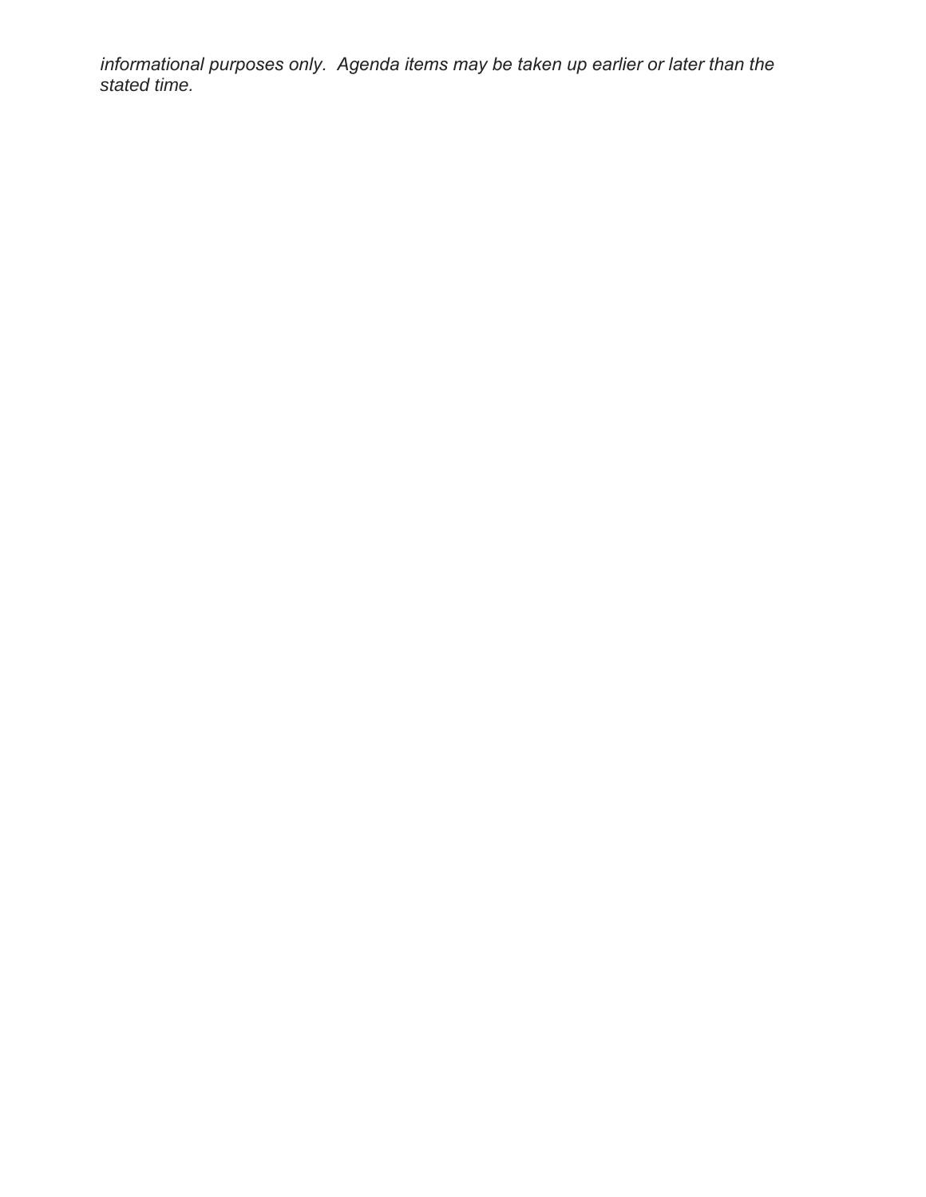*informational purposes only. Agenda items may be taken up earlier or later than the stated time.*